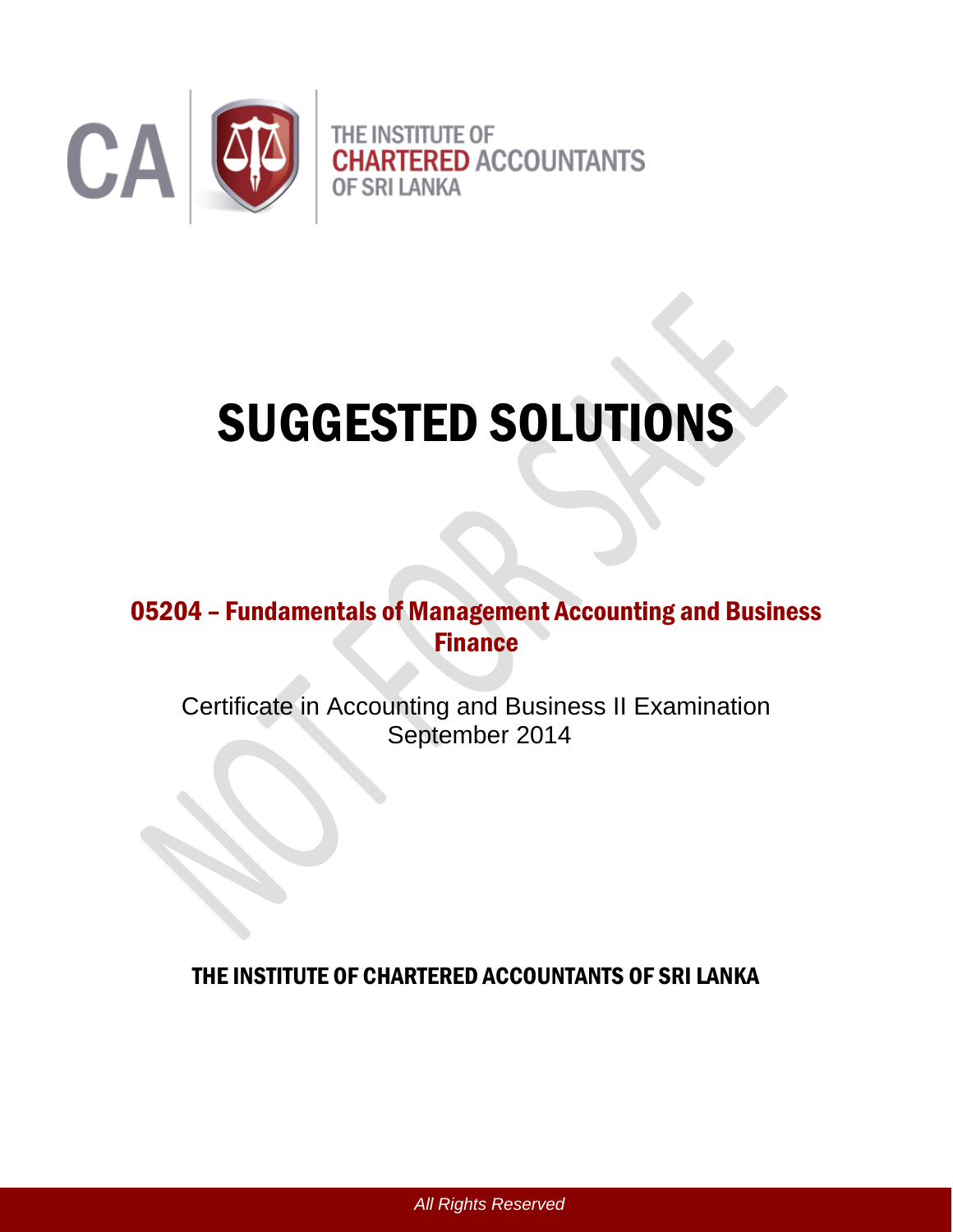CA

THE INSTITUTE OF
CHARTERED ACCOUNTANTS
OF SRI LANKA

# SUGGESTED SOLUTIONS

## 05204 – Fundamentals of Management Accounting and Business Finance

Certificate in Accounting and Business II Examination
September 2014

**THE INSTITUTE OF CHARTERED ACCOUNTANTS OF SRI LANKA**

*All Rights Reserved*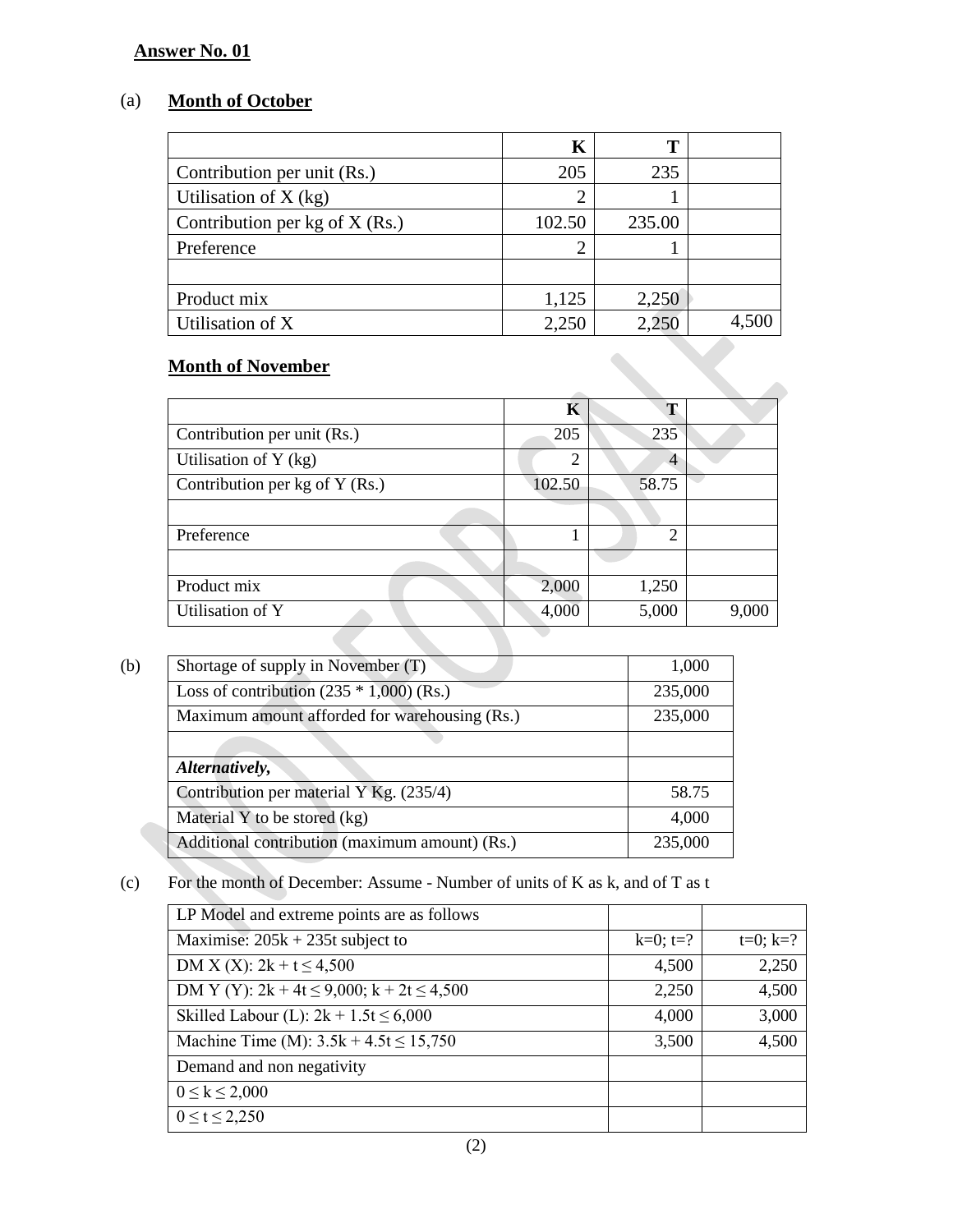**Answer No. 01**

(a) **Month of October**

| | K | T | |
|---|---|---|---|
| Contribution per unit (Rs.) | 205 | 235 | |
| Utilisation of X (kg) | 2 | 1 | |
| Contribution per kg of X (Rs.) | 102.50 | 235.00 | |
| Preference | 2 | 1 | |
| | | | |
| Product mix | 1,125 | 2,250 | |
| Utilisation of X | 2,250 | 2,250 | 4,500 |

**Month of November**

| | K | T | |
|---|---|---|---|
| Contribution per unit (Rs.) | 205 | 235 | |
| Utilisation of Y (kg) | 2 | 4 | |
| Contribution per kg of Y (Rs.) | 102.50 | 58.75 | |
| | | | |
| Preference | 1 | 2 | |
| | | | |
| Product mix | 2,000 | 1,250 | |
| Utilisation of Y | 4,000 | 5,000 | 9,000 |

(b)

| | |
|---|---|
| Shortage of supply in November (T) | 1,000 |
| Loss of contribution (235 * 1,000) (Rs.) | 235,000 |
| Maximum amount afforded for warehousing (Rs.) | 235,000 |
| | |
| ***Alternatively,*** | |
| Contribution per material Y Kg. (235/4) | 58.75 |
| Material Y to be stored (kg) | 4,000 |
| Additional contribution (maximum amount) (Rs.) | 235,000 |

(c) For the month of December: Assume - Number of units of K as k, and of T as t

| LP Model and extreme points are as follows | | |
|---|---|---|
| Maximise: $205k + 235t$ subject to | k=0; t=? | t=0; k=? |
| DM X (X): $2k + t \leq 4,500$ | 4,500 | 2,250 |
| DM Y (Y): $2k + 4t \leq 9,000$; $k + 2t \leq 4,500$ | 2,250 | 4,500 |
| Skilled Labour (L): $2k + 1.5t \leq 6,000$ | 4,000 | 3,000 |
| Machine Time (M): $3.5k + 4.5t \leq 15,750$ | 3,500 | 4,500 |
| Demand and non negativity | | |
| $0 \leq k \leq 2,000$ | | |
| $0 \leq t \leq 2,250$ | | |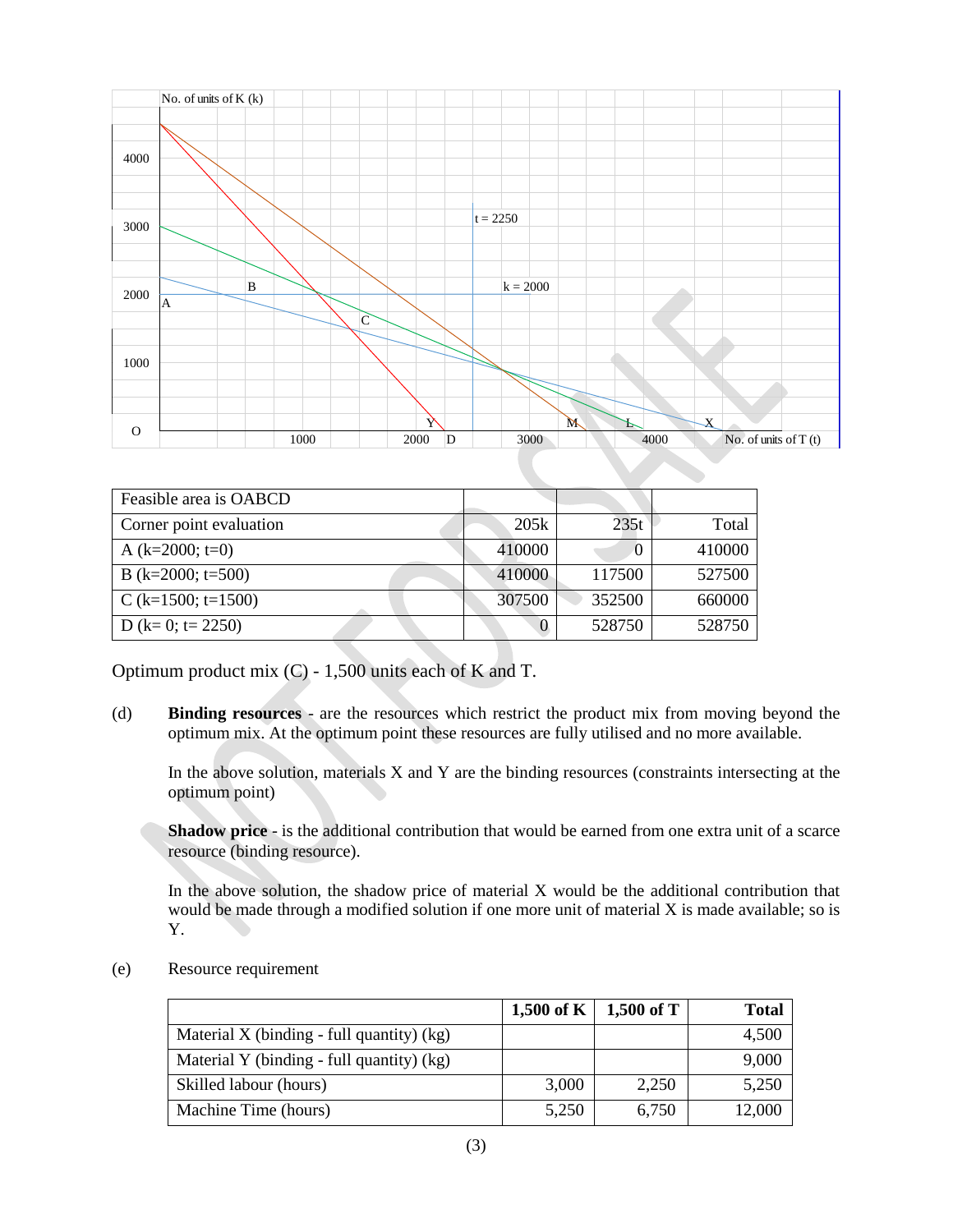| Feasible area is OABCD | | | |
|---|---|---|---|
| Corner point evaluation | 205k | 235t | Total |
| A (k=2000; t=0) | 410000 | 0 | 410000 |
| B (k=2000; t=500) | 410000 | 117500 | 527500 |
| C (k=1500; t=1500) | 307500 | 352500 | 660000 |
| D (k= 0; t= 2250) | 0 | 528750 | 528750 |

Optimum product mix (C) - 1,500 units each of K and T.

(d) **Binding resources** - are the resources which restrict the product mix from moving beyond the optimum mix. At the optimum point these resources are fully utilised and no more available.

In the above solution, materials X and Y are the binding resources (constraints intersecting at the optimum point)

**Shadow price** - is the additional contribution that would be earned from one extra unit of a scarce resource (binding resource).

In the above solution, the shadow price of material X would be the additional contribution that would be made through a modified solution if one more unit of material X is made available; so is Y.

(e) Resource requirement

| | 1,500 of K | 1,500 of T | Total |
|---|---|---|---|
| Material X (binding - full quantity) (kg) | | | 4,500 |
| Material Y (binding - full quantity) (kg) | | | 9,000 |
| Skilled labour (hours) | 3,000 | 2,250 | 5,250 |
| Machine Time (hours) | 5,250 | 6,750 | 12,000 |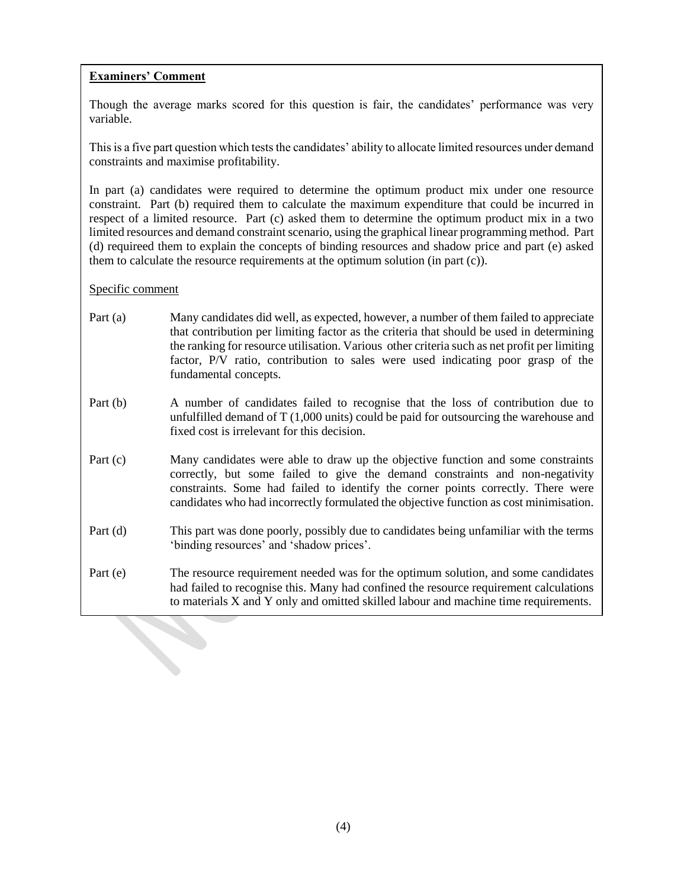**Examiners' Comment**

Though the average marks scored for this question is fair, the candidates' performance was very variable.

This is a five part question which tests the candidates' ability to allocate limited resources under demand constraints and maximise profitability.

In part (a) candidates were required to determine the optimum product mix under one resource constraint. Part (b) required them to calculate the maximum expenditure that could be incurred in respect of a limited resource. Part (c) asked them to determine the optimum product mix in a two limited resources and demand constraint scenario, using the graphical linear programming method. Part (d) requireed them to explain the concepts of binding resources and shadow price and part (e) asked them to calculate the resource requirements at the optimum solution (in part (c)).

Specific comment

Part (a) Many candidates did well, as expected, however, a number of them failed to appreciate that contribution per limiting factor as the criteria that should be used in determining the ranking for resource utilisation. Various other criteria such as net profit per limiting factor, P/V ratio, contribution to sales were used indicating poor grasp of the fundamental concepts.

Part (b) A number of candidates failed to recognise that the loss of contribution due to unfulfilled demand of T (1,000 units) could be paid for outsourcing the warehouse and fixed cost is irrelevant for this decision.

Part (c) Many candidates were able to draw up the objective function and some constraints correctly, but some failed to give the demand constraints and non-negativity constraints. Some had failed to identify the corner points correctly. There were candidates who had incorrectly formulated the objective function as cost minimisation.

Part (d) This part was done poorly, possibly due to candidates being unfamiliar with the terms 'binding resources' and 'shadow prices'.

Part (e) The resource requirement needed was for the optimum solution, and some candidates had failed to recognise this. Many had confined the resource requirement calculations to materials X and Y only and omitted skilled labour and machine time requirements.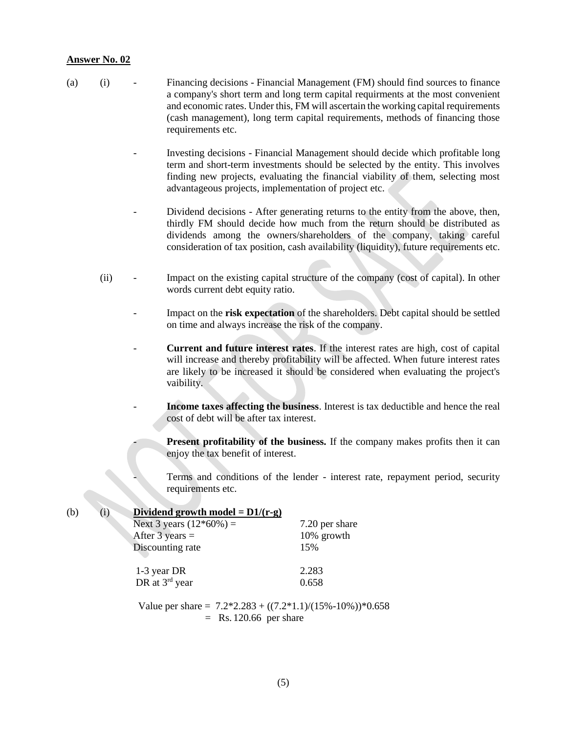**Answer No. 02**

(a) (i)

- Financing decisions - Financial Management (FM) should find sources to finance a company's short term and long term capital requirments at the most convenient and economic rates. Under this, FM will ascertain the working capital requirements (cash management), long term capital requirements, methods of financing those requirements etc.

- Investing decisions - Financial Management should decide which profitable long term and short-term investments should be selected by the entity. This involves finding new projects, evaluating the financial viability of them, selecting most advantageous projects, implementation of project etc.

- Dividend decisions - After generating returns to the entity from the above, then, thirdly FM should decide how much from the return should be distributed as dividends among the owners/shareholders of the company, taking careful consideration of tax position, cash availability (liquidity), future requirements etc.

(ii)

- Impact on the existing capital structure of the company (cost of capital). In other words current debt equity ratio.

- Impact on the **risk expectation** of the shareholders. Debt capital should be settled on time and always increase the risk of the company.

- **Current and future interest rates**. If the interest rates are high, cost of capital will increase and thereby profitability will be affected. When future interest rates are likely to be increased it should be considered when evaluating the project's vaibility.

- **Income taxes affecting the business**. Interest is tax deductible and hence the real cost of debt will be after tax interest.

- **Present profitability of the business.** If the company makes profits then it can enjoy the tax benefit of interest.

- Terms and conditions of the lender - interest rate, repayment period, security requirements etc.

(b) (i) **Dividend growth model = D1/(r-g)**

| | |
|---|---|
| Next 3 years (12*60%) = | 7.20 per share |
| After 3 years = | 10% growth |
| Discounting rate | 15% |
| | |
| 1-3 year DR | 2.283 |
| DR at 3rd year | 0.658 |

Value per share = 7.2*2.283 + ((7.2*1.1)/(15%-10%))*0.658

= Rs. 120.66 per share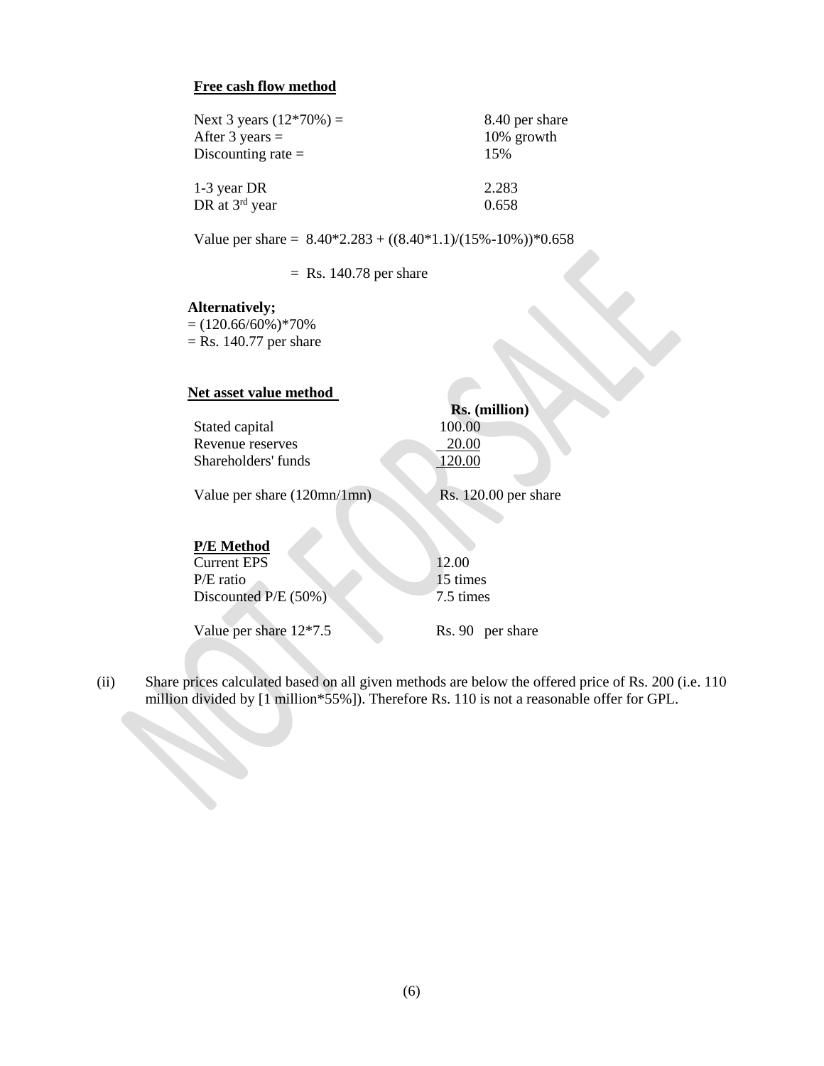**Free cash flow method**

| | |
|---|---|
| Next 3 years (12*70%) = | 8.40 per share |
| After 3 years = | 10% growth |
| Discounting rate = | 15% |
| | |
| 1-3 year DR | 2.283 |
| DR at 3rd year | 0.658 |

Value per share = 8.40*2.283 + ((8.40*1.1)/(15%-10%))*0.658

= Rs. 140.78 per share

**Alternatively;**

= (120.66/60%)*70%

= Rs. 140.77 per share

**Net asset value method**

| | Rs. (million) |
|---|---|
| Stated capital | 100.00 |
| Revenue reserves | 20.00 |
| Shareholders' funds | 120.00 |
| | |
| Value per share (120mn/1mn) | Rs. 120.00 per share |

**P/E Method**

| | |
|---|---|
| Current EPS | 12.00 |
| P/E ratio | 15 times |
| Discounted P/E (50%) | 7.5 times |
| | |
| Value per share 12*7.5 | Rs. 90 per share |

(ii) Share prices calculated based on all given methods are below the offered price of Rs. 200 (i.e. 110 million divided by [1 million*55%]). Therefore Rs. 110 is not a reasonable offer for GPL.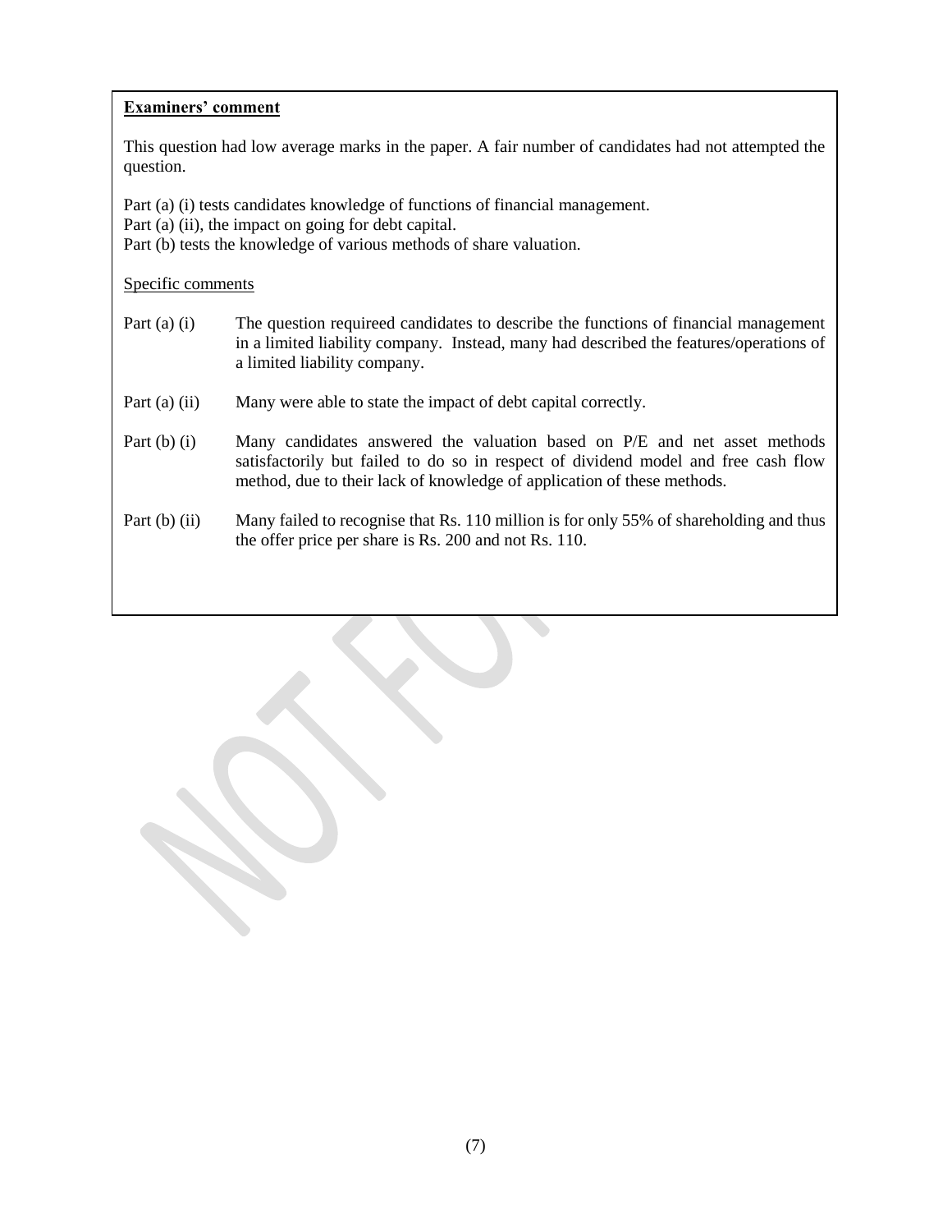**Examiners' comment**

This question had low average marks in the paper. A fair number of candidates had not attempted the question.

Part (a) (i) tests candidates knowledge of functions of financial management.
Part (a) (ii), the impact on going for debt capital.
Part (b) tests the knowledge of various methods of share valuation.

Specific comments

| | |
|---|---|
| Part (a) (i) | The question requireed candidates to describe the functions of financial management in a limited liability company. Instead, many had described the features/operations of a limited liability company. |
| Part (a) (ii) | Many were able to state the impact of debt capital correctly. |
| Part (b) (i) | Many candidates answered the valuation based on P/E and net asset methods satisfactorily but failed to do so in respect of dividend model and free cash flow method, due to their lack of knowledge of application of these methods. |
| Part (b) (ii) | Many failed to recognise that Rs. 110 million is for only 55% of shareholding and thus the offer price per share is Rs. 200 and not Rs. 110. |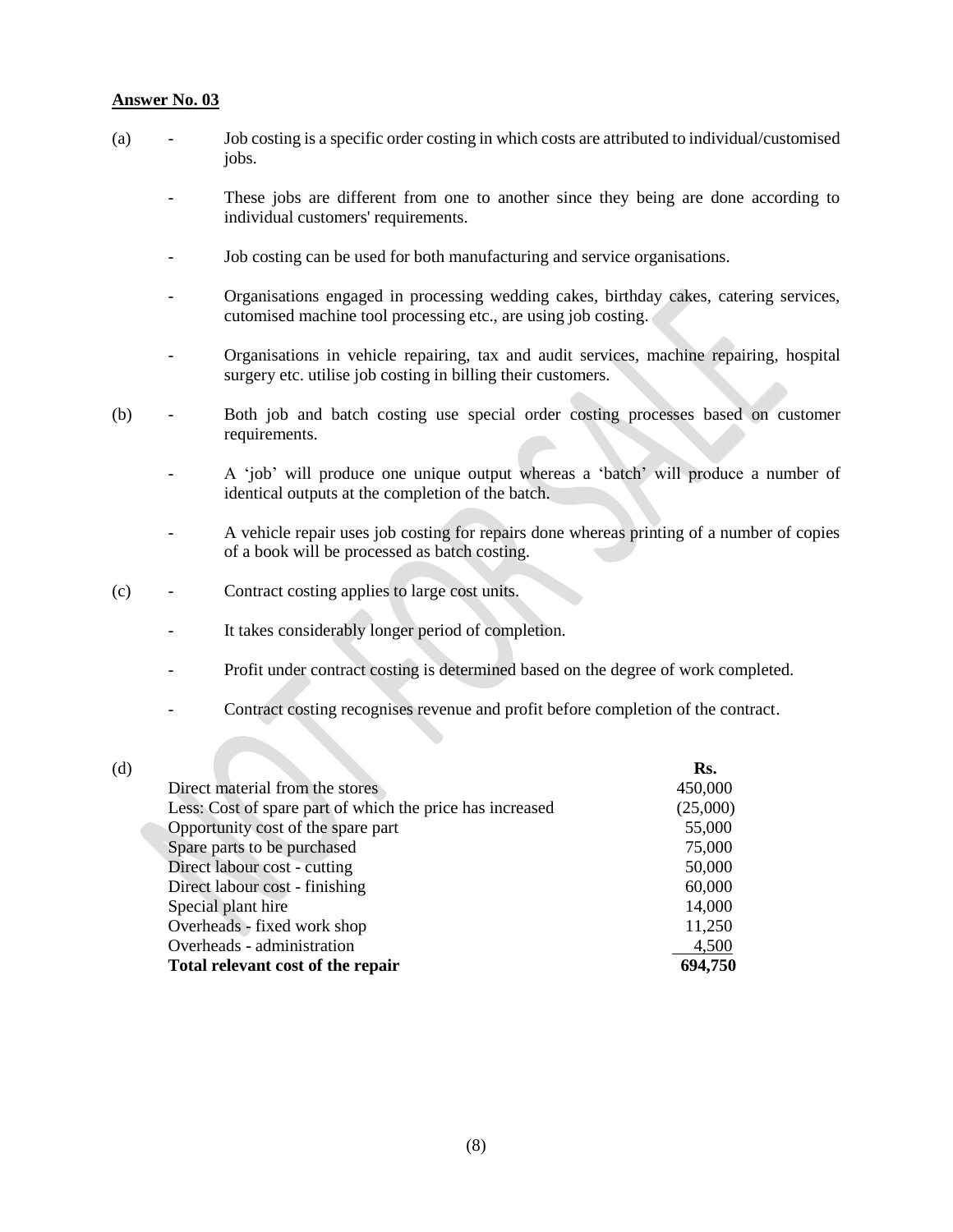**Answer No. 03**

(a)

- Job costing is a specific order costing in which costs are attributed to individual/customised jobs.
- These jobs are different from one to another since they being are done according to individual customers' requirements.
- Job costing can be used for both manufacturing and service organisations.
- Organisations engaged in processing wedding cakes, birthday cakes, catering services, cutomised machine tool processing etc., are using job costing.
- Organisations in vehicle repairing, tax and audit services, machine repairing, hospital surgery etc. utilise job costing in billing their customers.

(b)

- Both job and batch costing use special order costing processes based on customer requirements.
- A 'job' will produce one unique output whereas a 'batch' will produce a number of identical outputs at the completion of the batch.
- A vehicle repair uses job costing for repairs done whereas printing of a number of copies of a book will be processed as batch costing.

(c)

- Contract costing applies to large cost units.
- It takes considerably longer period of completion.
- Profit under contract costing is determined based on the degree of work completed.
- Contract costing recognises revenue and profit before completion of the contract.

(d)

| | Rs. |
|---|---|
| Direct material from the stores | 450,000 |
| Less: Cost of spare part of which the price has increased | (25,000) |
| Opportunity cost of the spare part | 55,000 |
| Spare parts to be purchased | 75,000 |
| Direct labour cost - cutting | 50,000 |
| Direct labour cost - finishing | 60,000 |
| Special plant hire | 14,000 |
| Overheads - fixed work shop | 11,250 |
| Overheads - administration | 4,500 |
| **Total relevant cost of the repair** | **694,750** |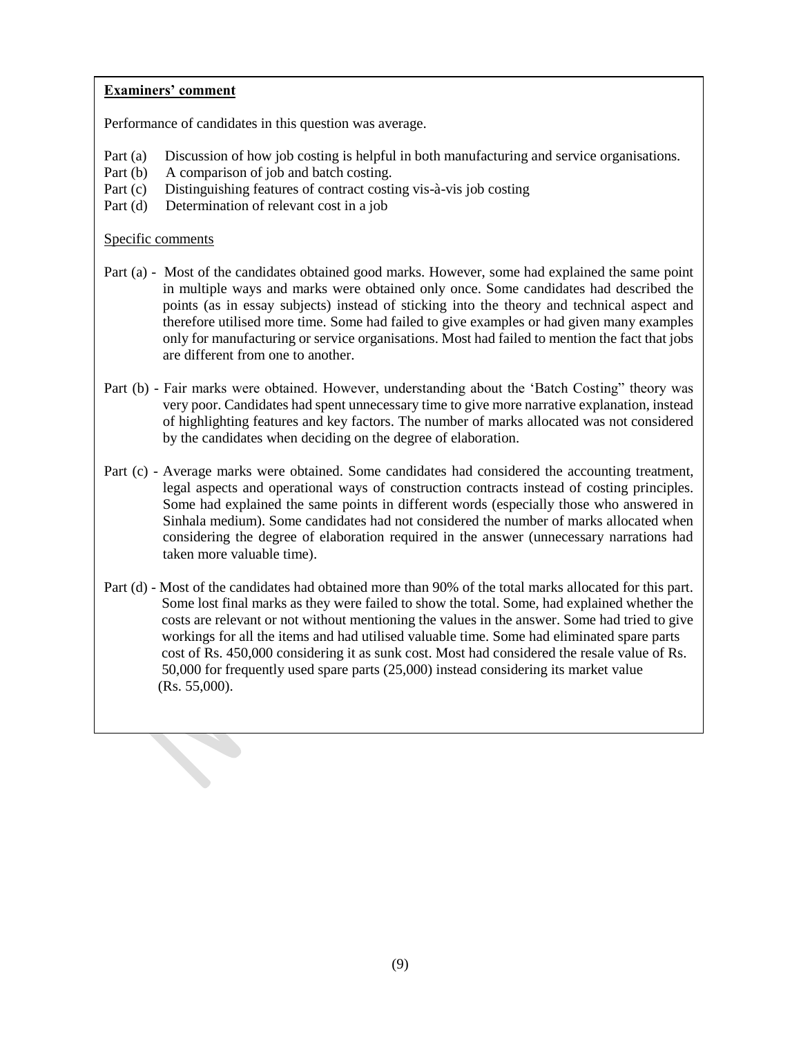**Examiners' comment**

Performance of candidates in this question was average.

Part (a) Discussion of how job costing is helpful in both manufacturing and service organisations.
Part (b) A comparison of job and batch costing.
Part (c) Distinguishing features of contract costing vis-à-vis job costing
Part (d) Determination of relevant cost in a job

Specific comments

Part (a) - Most of the candidates obtained good marks. However, some had explained the same point in multiple ways and marks were obtained only once. Some candidates had described the points (as in essay subjects) instead of sticking into the theory and technical aspect and therefore utilised more time. Some had failed to give examples or had given many examples only for manufacturing or service organisations. Most had failed to mention the fact that jobs are different from one to another.

Part (b) - Fair marks were obtained. However, understanding about the 'Batch Costing" theory was very poor. Candidates had spent unnecessary time to give more narrative explanation, instead of highlighting features and key factors. The number of marks allocated was not considered by the candidates when deciding on the degree of elaboration.

Part (c) - Average marks were obtained. Some candidates had considered the accounting treatment, legal aspects and operational ways of construction contracts instead of costing principles. Some had explained the same points in different words (especially those who answered in Sinhala medium). Some candidates had not considered the number of marks allocated when considering the degree of elaboration required in the answer (unnecessary narrations had taken more valuable time).

Part (d) - Most of the candidates had obtained more than 90% of the total marks allocated for this part. Some lost final marks as they were failed to show the total. Some, had explained whether the costs are relevant or not without mentioning the values in the answer. Some had tried to give workings for all the items and had utilised valuable time. Some had eliminated spare parts cost of Rs. 450,000 considering it as sunk cost. Most had considered the resale value of Rs. 50,000 for frequently used spare parts (25,000) instead considering its market value (Rs. 55,000).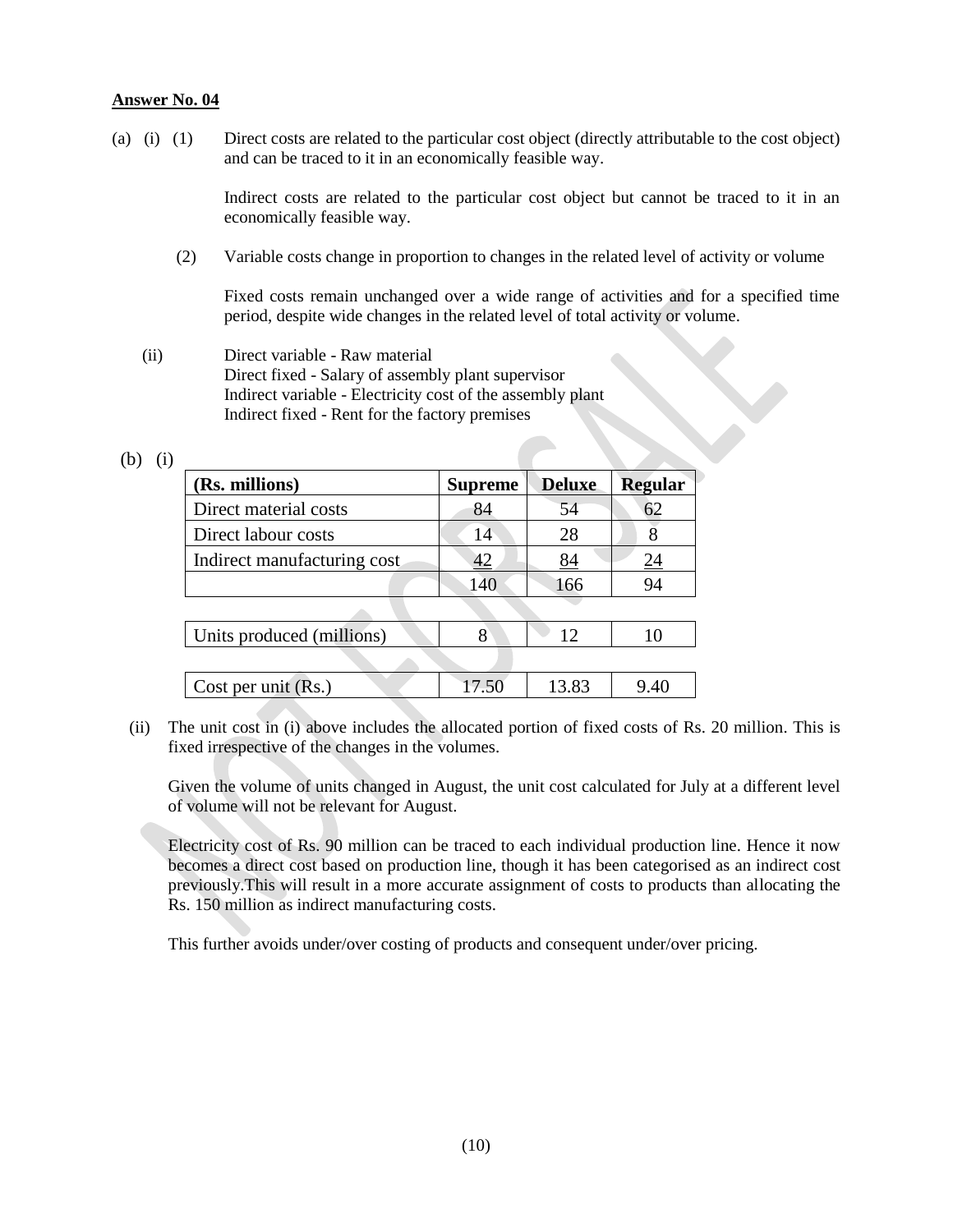**Answer No. 04**

(a) (i) (1) Direct costs are related to the particular cost object (directly attributable to the cost object) and can be traced to it in an economically feasible way.

Indirect costs are related to the particular cost object but cannot be traced to it in an economically feasible way.

(2) Variable costs change in proportion to changes in the related level of activity or volume

Fixed costs remain unchanged over a wide range of activities and for a specified time period, despite wide changes in the related level of total activity or volume.

(ii) Direct variable - Raw material
Direct fixed - Salary of assembly plant supervisor
Indirect variable - Electricity cost of the assembly plant
Indirect fixed - Rent for the factory premises

(b) (i)

| (Rs. millions) | Supreme | Deluxe | Regular |
|---|---|---|---|
| Direct material costs | 84 | 54 | 62 |
| Direct labour costs | 14 | 28 | 8 |
| Indirect manufacturing cost | 42 | 84 | 24 |
| | 140 | 166 | 94 |
| | | | |
| Units produced (millions) | 8 | 12 | 10 |
| | | | |
| Cost per unit (Rs.) | 17.50 | 13.83 | 9.40 |

(ii) The unit cost in (i) above includes the allocated portion of fixed costs of Rs. 20 million. This is fixed irrespective of the changes in the volumes.

Given the volume of units changed in August, the unit cost calculated for July at a different level of volume will not be relevant for August.

Electricity cost of Rs. 90 million can be traced to each individual production line. Hence it now becomes a direct cost based on production line, though it has been categorised as an indirect cost previously.This will result in a more accurate assignment of costs to products than allocating the Rs. 150 million as indirect manufacturing costs.

This further avoids under/over costing of products and consequent under/over pricing.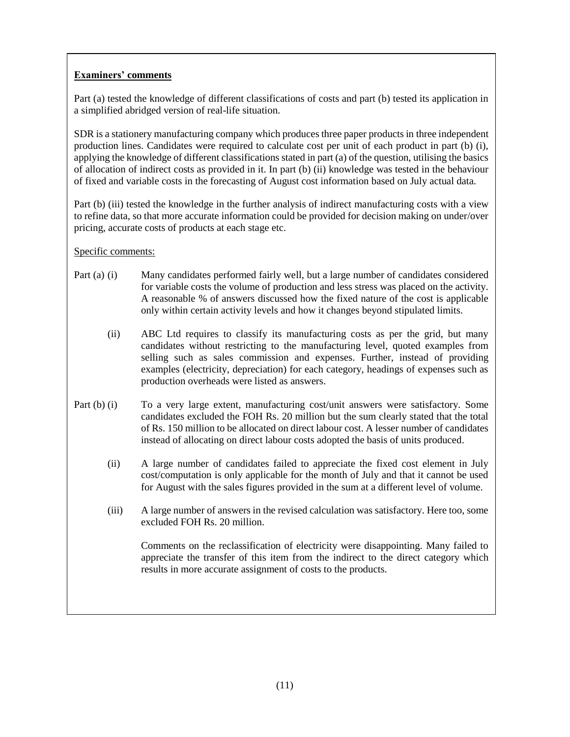**Examiners' comments**

Part (a) tested the knowledge of different classifications of costs and part (b) tested its application in a simplified abridged version of real-life situation.

SDR is a stationery manufacturing company which produces three paper products in three independent production lines. Candidates were required to calculate cost per unit of each product in part (b) (i), applying the knowledge of different classifications stated in part (a) of the question, utilising the basics of allocation of indirect costs as provided in it. In part (b) (ii) knowledge was tested in the behaviour of fixed and variable costs in the forecasting of August cost information based on July actual data.

Part (b) (iii) tested the knowledge in the further analysis of indirect manufacturing costs with a view to refine data, so that more accurate information could be provided for decision making on under/over pricing, accurate costs of products at each stage etc.

Specific comments:

Part (a) (i) Many candidates performed fairly well, but a large number of candidates considered for variable costs the volume of production and less stress was placed on the activity. A reasonable % of answers discussed how the fixed nature of the cost is applicable only within certain activity levels and how it changes beyond stipulated limits.

(ii) ABC Ltd requires to classify its manufacturing costs as per the grid, but many candidates without restricting to the manufacturing level, quoted examples from selling such as sales commission and expenses. Further, instead of providing examples (electricity, depreciation) for each category, headings of expenses such as production overheads were listed as answers.

Part (b) (i) To a very large extent, manufacturing cost/unit answers were satisfactory. Some candidates excluded the FOH Rs. 20 million but the sum clearly stated that the total of Rs. 150 million to be allocated on direct labour cost. A lesser number of candidates instead of allocating on direct labour costs adopted the basis of units produced.

(ii) A large number of candidates failed to appreciate the fixed cost element in July cost/computation is only applicable for the month of July and that it cannot be used for August with the sales figures provided in the sum at a different level of volume.

(iii) A large number of answers in the revised calculation was satisfactory. Here too, some excluded FOH Rs. 20 million.

Comments on the reclassification of electricity were disappointing. Many failed to appreciate the transfer of this item from the indirect to the direct category which results in more accurate assignment of costs to the products.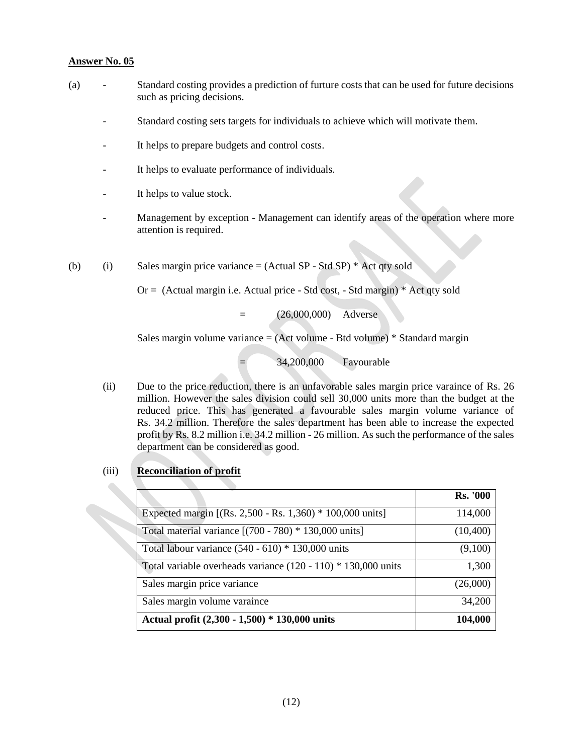**Answer No. 05**

(a)

- Standard costing provides a prediction of furture costs that can be used for future decisions such as pricing decisions.
- Standard costing sets targets for individuals to achieve which will motivate them.
- It helps to prepare budgets and control costs.
- It helps to evaluate performance of individuals.
- It helps to value stock.
- Management by exception - Management can identify areas of the operation where more attention is required.

(b) (i) Sales margin price variance = (Actual SP - Std SP) * Act qty sold

Or = (Actual margin i.e. Actual price - Std cost, - Std margin) * Act qty sold

= (26,000,000) Adverse

Sales margin volume variance = (Act volume - Btd volume) * Standard margin

= 34,200,000 Favourable

(ii) Due to the price reduction, there is an unfavorable sales margin price varaince of Rs. 26 million. However the sales division could sell 30,000 units more than the budget at the reduced price. This has generated a favourable sales margin volume variance of Rs. 34.2 million. Therefore the sales department has been able to increase the expected profit by Rs. 8.2 million i.e. 34.2 million - 26 million. As such the performance of the sales department can be considered as good.

(iii) **Reconciliation of profit**

| | **Rs. '000** |
|---|---:|
| Expected margin [(Rs. 2,500 - Rs. 1,360) * 100,000 units] | 114,000 |
| Total material variance [(700 - 780) * 130,000 units] | (10,400) |
| Total labour variance (540 - 610) * 130,000 units | (9,100) |
| Total variable overheads variance (120 - 110) * 130,000 units | 1,300 |
| Sales margin price variance | (26,000) |
| Sales margin volume varaince | 34,200 |
| **Actual profit (2,300 - 1,500) * 130,000 units** | **104,000** |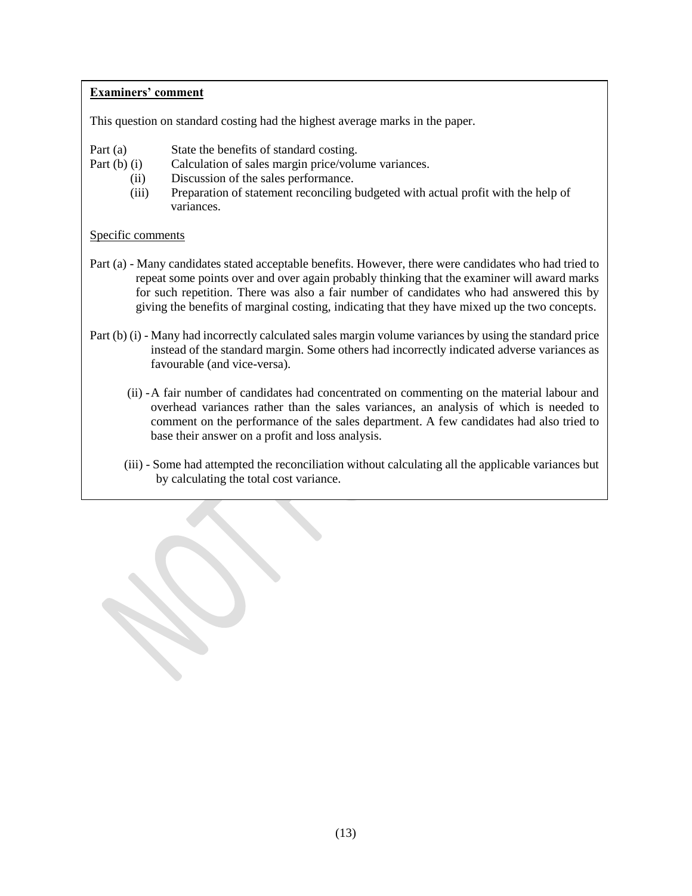**Examiners' comment**

This question on standard costing had the highest average marks in the paper.

Part (a) State the benefits of standard costing.

Part (b) (i) Calculation of sales margin price/volume variances.

(ii) Discussion of the sales performance.

(iii) Preparation of statement reconciling budgeted with actual profit with the help of variances.

Specific comments

Part (a) - Many candidates stated acceptable benefits. However, there were candidates who had tried to repeat some points over and over again probably thinking that the examiner will award marks for such repetition. There was also a fair number of candidates who had answered this by giving the benefits of marginal costing, indicating that they have mixed up the two concepts.

Part (b) (i) - Many had incorrectly calculated sales margin volume variances by using the standard price instead of the standard margin. Some others had incorrectly indicated adverse variances as favourable (and vice-versa).

(ii) - A fair number of candidates had concentrated on commenting on the material labour and overhead variances rather than the sales variances, an analysis of which is needed to comment on the performance of the sales department. A few candidates had also tried to base their answer on a profit and loss analysis.

(iii) - Some had attempted the reconciliation without calculating all the applicable variances but by calculating the total cost variance.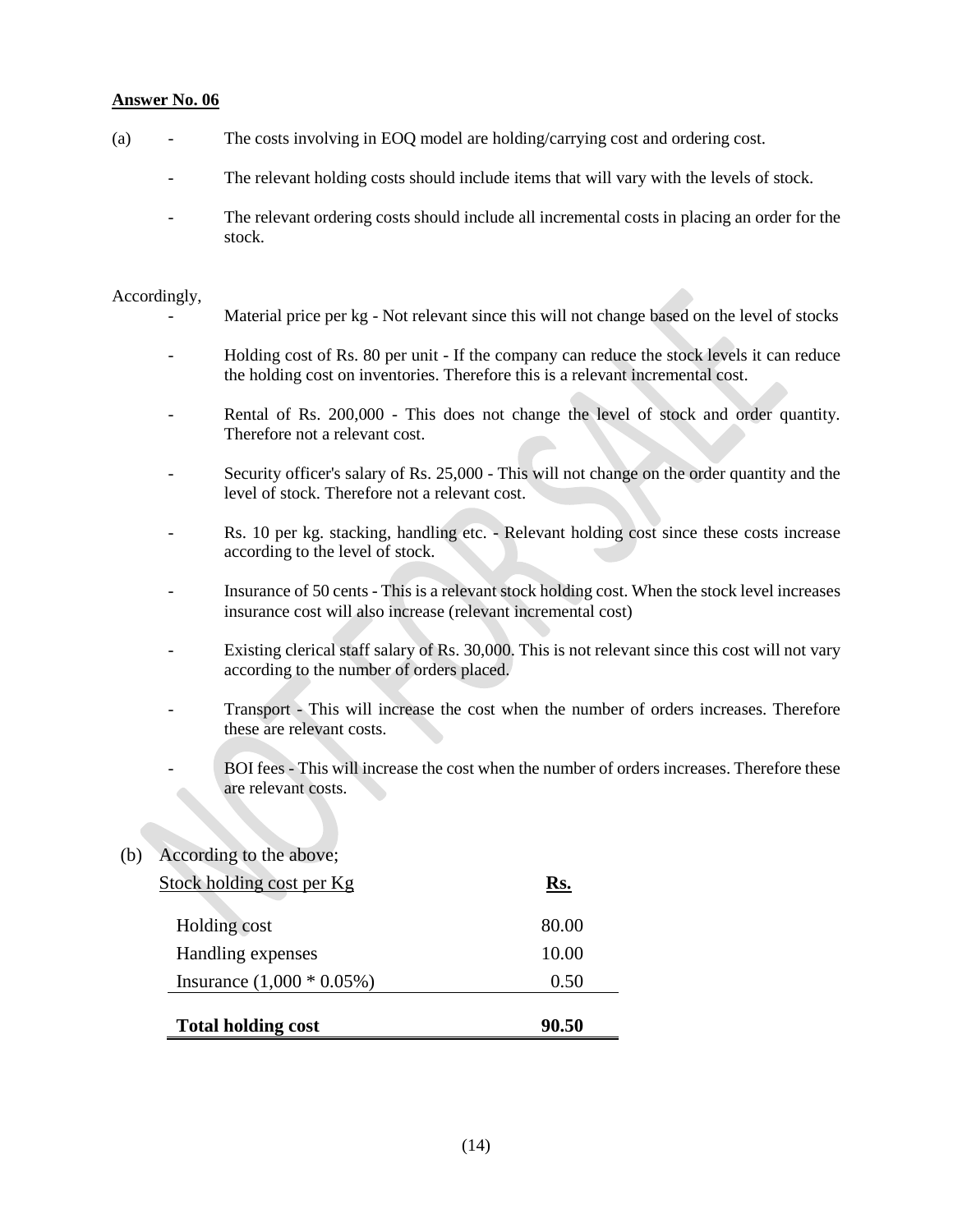**Answer No. 06**

(a)
- The costs involving in EOQ model are holding/carrying cost and ordering cost.
- The relevant holding costs should include items that will vary with the levels of stock.
- The relevant ordering costs should include all incremental costs in placing an order for the stock.

Accordingly,

- Material price per kg - Not relevant since this will not change based on the level of stocks
- Holding cost of Rs. 80 per unit - If the company can reduce the stock levels it can reduce the holding cost on inventories. Therefore this is a relevant incremental cost.
- Rental of Rs. 200,000 - This does not change the level of stock and order quantity. Therefore not a relevant cost.
- Security officer's salary of Rs. 25,000 - This will not change on the order quantity and the level of stock. Therefore not a relevant cost.
- Rs. 10 per kg. stacking, handling etc. - Relevant holding cost since these costs increase according to the level of stock.
- Insurance of 50 cents - This is a relevant stock holding cost. When the stock level increases insurance cost will also increase (relevant incremental cost)
- Existing clerical staff salary of Rs. 30,000. This is not relevant since this cost will not vary according to the number of orders placed.
- Transport - This will increase the cost when the number of orders increases. Therefore these are relevant costs.
- BOI fees - This will increase the cost when the number of orders increases. Therefore these are relevant costs.

(b) According to the above;

| Stock holding cost per Kg | Rs. |
|---|---|
| Holding cost | 80.00 |
| Handling expenses | 10.00 |
| Insurance (1,000 * 0.05%) | 0.50 |
| **Total holding cost** | **90.50** |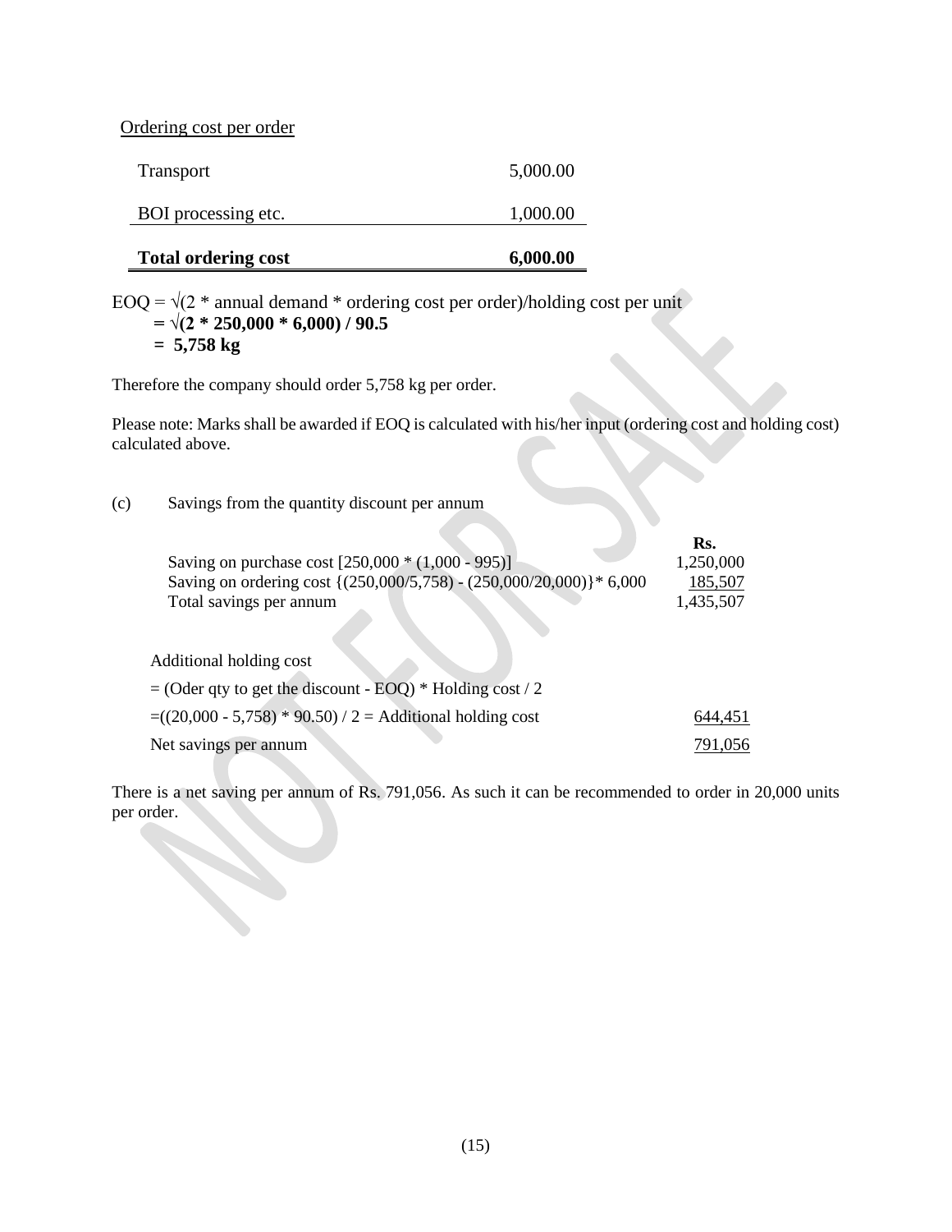Ordering cost per order

| | |
|---|---|
| Transport | 5,000.00 |
| BOI processing etc. | 1,000.00 |
| **Total ordering cost** | **6,000.00** |

EOQ = $\sqrt{(2 * \text{annual demand} * \text{ordering cost per order})/\text{holding cost per unit}}$

**= $\sqrt{(2 * 250{,}000 * 6{,}000) / 90.5}$**

**= 5,758 kg**

Therefore the company should order 5,758 kg per order.

Please note: Marks shall be awarded if EOQ is calculated with his/her input (ordering cost and holding cost) calculated above.

(c) Savings from the quantity discount per annum

| | Rs. |
|---|---|
| Saving on purchase cost [250,000 * (1,000 - 995)] | 1,250,000 |
| Saving on ordering cost {(250,000/5,758) - (250,000/20,000)}* 6,000 | 185,507 |
| Total savings per annum | 1,435,507 |

Additional holding cost

= (Oder qty to get the discount - EOQ) * Holding cost / 2

| | |
|---|---|
| =((20,000 - 5,758) * 90.50) / 2 = Additional holding cost | 644,451 |
| Net savings per annum | 791,056 |

There is a net saving per annum of Rs. 791,056. As such it can be recommended to order in 20,000 units per order.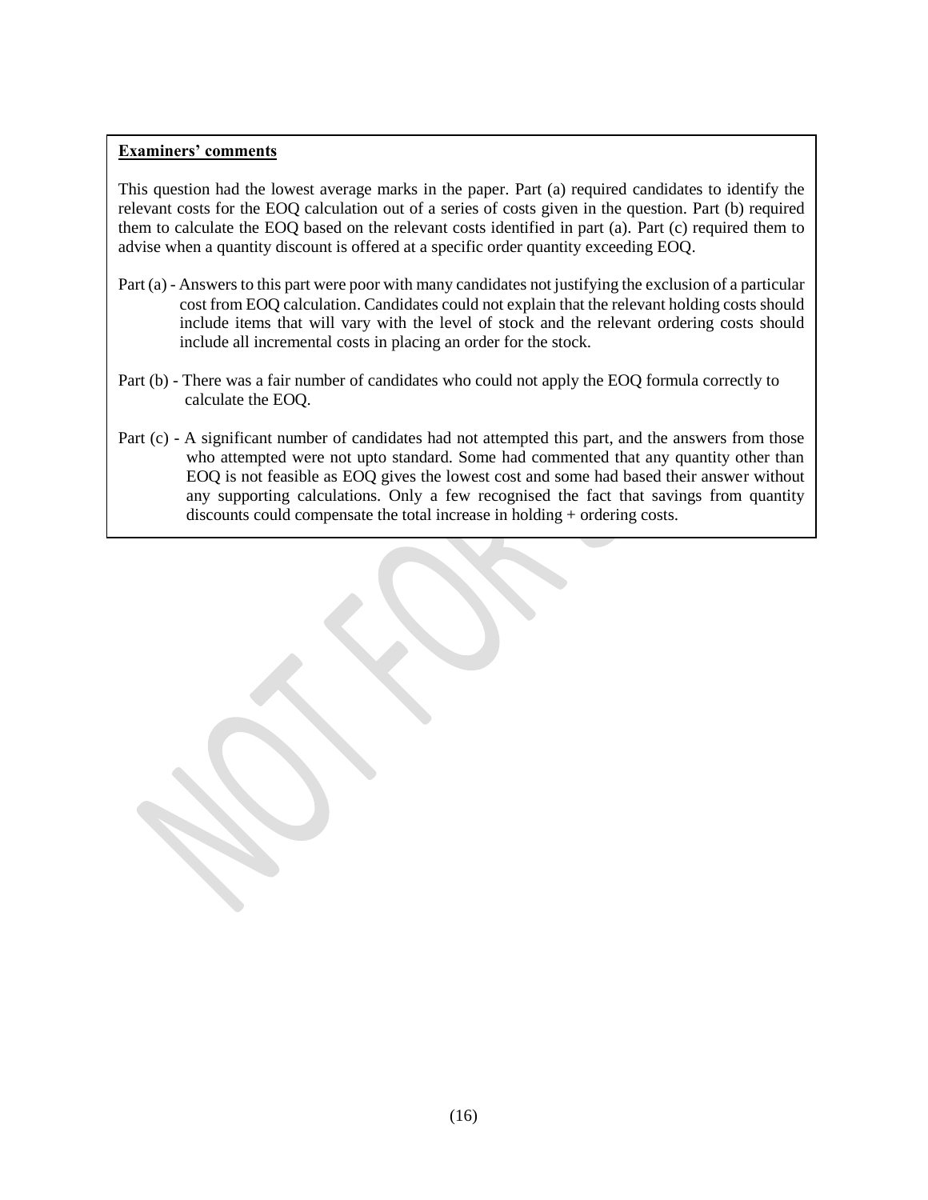**Examiners' comments**

This question had the lowest average marks in the paper. Part (a) required candidates to identify the relevant costs for the EOQ calculation out of a series of costs given in the question. Part (b) required them to calculate the EOQ based on the relevant costs identified in part (a). Part (c) required them to advise when a quantity discount is offered at a specific order quantity exceeding EOQ.

Part (a) - Answers to this part were poor with many candidates not justifying the exclusion of a particular cost from EOQ calculation. Candidates could not explain that the relevant holding costs should include items that will vary with the level of stock and the relevant ordering costs should include all incremental costs in placing an order for the stock.

Part (b) - There was a fair number of candidates who could not apply the EOQ formula correctly to calculate the EOQ.

Part (c) - A significant number of candidates had not attempted this part, and the answers from those who attempted were not upto standard. Some had commented that any quantity other than EOQ is not feasible as EOQ gives the lowest cost and some had based their answer without any supporting calculations. Only a few recognised the fact that savings from quantity discounts could compensate the total increase in holding + ordering costs.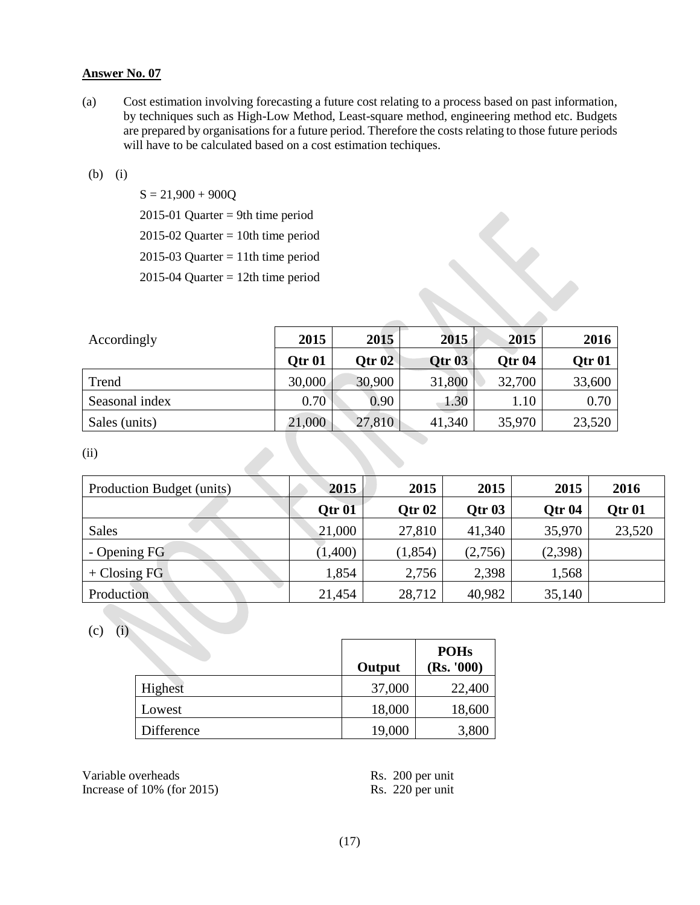**Answer No. 07**

(a) Cost estimation involving forecasting a future cost relating to a process based on past information, by techniques such as High-Low Method, Least-square method, engineering method etc. Budgets are prepared by organisations for a future period. Therefore the costs relating to those future periods will have to be calculated based on a cost estimation techiques.

(b) (i)

$S = 21,900 + 900Q$

2015-01 Quarter = 9th time period

2015-02 Quarter = 10th time period

2015-03 Quarter = 11th time period

2015-04 Quarter = 12th time period

| Accordingly | 2015 | 2015 | 2015 | 2015 | 2016 |
|---|---|---|---|---|---|
| | **Qtr 01** | **Qtr 02** | **Qtr 03** | **Qtr 04** | **Qtr 01** |
| Trend | 30,000 | 30,900 | 31,800 | 32,700 | 33,600 |
| Seasonal index | 0.70 | 0.90 | 1.30 | 1.10 | 0.70 |
| Sales (units) | 21,000 | 27,810 | 41,340 | 35,970 | 23,520 |

(ii)

| Production Budget (units) | 2015 | 2015 | 2015 | 2015 | 2016 |
|---|---|---|---|---|---|
| | **Qtr 01** | **Qtr 02** | **Qtr 03** | **Qtr 04** | **Qtr 01** |
| Sales | 21,000 | 27,810 | 41,340 | 35,970 | 23,520 |
| - Opening FG | (1,400) | (1,854) | (2,756) | (2,398) | |
| + Closing FG | 1,854 | 2,756 | 2,398 | 1,568 | |
| Production | 21,454 | 28,712 | 40,982 | 35,140 | |

(c) (i)

| | Output | POHs (Rs. '000) |
|---|---|---|
| Highest | 37,000 | 22,400 |
| Lowest | 18,000 | 18,600 |
| Difference | 19,000 | 3,800 |

Variable overheads Rs. 200 per unit

Increase of 10% (for 2015) Rs. 220 per unit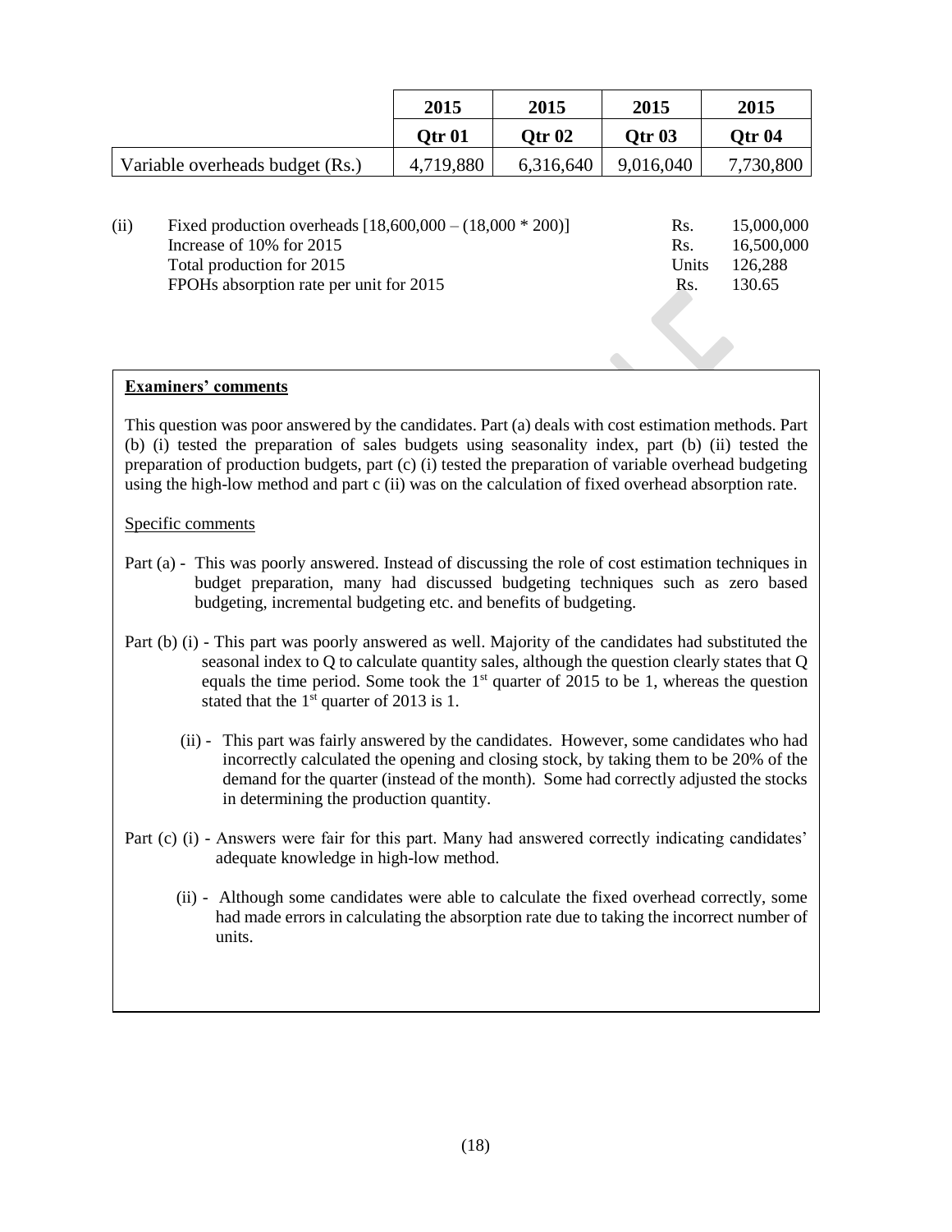| | 2015 | 2015 | 2015 | 2015 |
|---|---|---|---|---|
| | **Qtr 01** | **Qtr 02** | **Qtr 03** | **Qtr 04** |
| Variable overheads budget (Rs.) | 4,719,880 | 6,316,640 | 9,016,040 | 7,730,800 |

(ii)

| | | |
|---|---|---|
| Fixed production overheads [18,600,000 – (18,000 * 200)] | Rs. | 15,000,000 |
| Increase of 10% for 2015 | Rs. | 16,500,000 |
| Total production for 2015 | Units | 126,288 |
| FPOHs absorption rate per unit for 2015 | Rs. | 130.65 |

**Examiners' comments**

This question was poor answered by the candidates. Part (a) deals with cost estimation methods. Part (b) (i) tested the preparation of sales budgets using seasonality index, part (b) (ii) tested the preparation of production budgets, part (c) (i) tested the preparation of variable overhead budgeting using the high-low method and part c (ii) was on the calculation of fixed overhead absorption rate.

Specific comments

Part (a) - This was poorly answered. Instead of discussing the role of cost estimation techniques in budget preparation, many had discussed budgeting techniques such as zero based budgeting, incremental budgeting etc. and benefits of budgeting.

Part (b) (i) - This part was poorly answered as well. Majority of the candidates had substituted the seasonal index to Q to calculate quantity sales, although the question clearly states that Q equals the time period. Some took the 1st quarter of 2015 to be 1, whereas the question stated that the 1st quarter of 2013 is 1.

(ii) - This part was fairly answered by the candidates. However, some candidates who had incorrectly calculated the opening and closing stock, by taking them to be 20% of the demand for the quarter (instead of the month). Some had correctly adjusted the stocks in determining the production quantity.

Part (c) (i) - Answers were fair for this part. Many had answered correctly indicating candidates' adequate knowledge in high-low method.

(ii) - Although some candidates were able to calculate the fixed overhead correctly, some had made errors in calculating the absorption rate due to taking the incorrect number of units.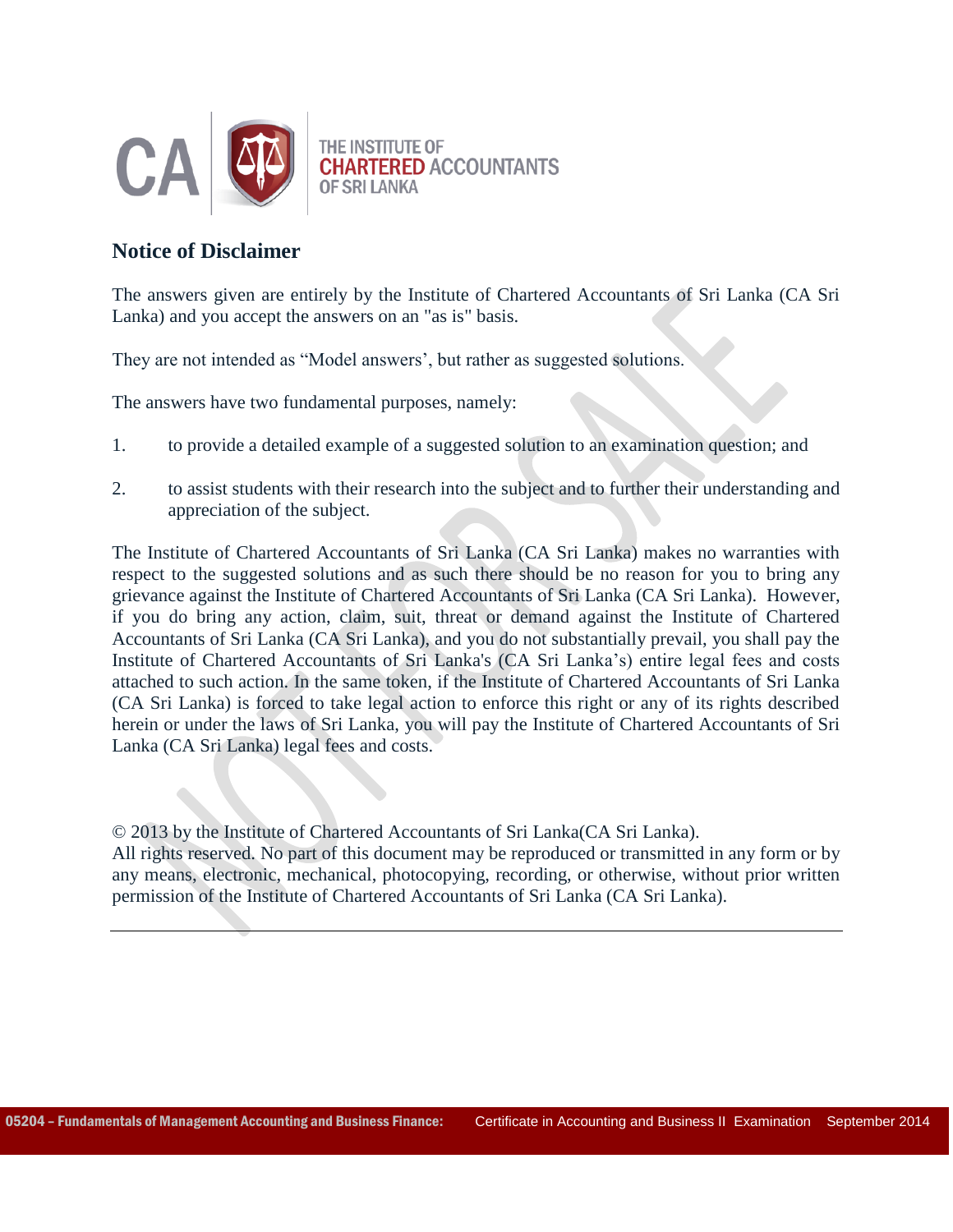THE INSTITUTE OF CHARTERED ACCOUNTANTS OF SRI LANKA

## Notice of Disclaimer

The answers given are entirely by the Institute of Chartered Accountants of Sri Lanka (CA Sri Lanka) and you accept the answers on an "as is" basis.

They are not intended as "Model answers', but rather as suggested solutions.

The answers have two fundamental purposes, namely:

1. to provide a detailed example of a suggested solution to an examination question; and
2. to assist students with their research into the subject and to further their understanding and appreciation of the subject.

The Institute of Chartered Accountants of Sri Lanka (CA Sri Lanka) makes no warranties with respect to the suggested solutions and as such there should be no reason for you to bring any grievance against the Institute of Chartered Accountants of Sri Lanka (CA Sri Lanka). However, if you do bring any action, claim, suit, threat or demand against the Institute of Chartered Accountants of Sri Lanka (CA Sri Lanka), and you do not substantially prevail, you shall pay the Institute of Chartered Accountants of Sri Lanka's (CA Sri Lanka's) entire legal fees and costs attached to such action. In the same token, if the Institute of Chartered Accountants of Sri Lanka (CA Sri Lanka) is forced to take legal action to enforce this right or any of its rights described herein or under the laws of Sri Lanka, you will pay the Institute of Chartered Accountants of Sri Lanka (CA Sri Lanka) legal fees and costs.

© 2013 by the Institute of Chartered Accountants of Sri Lanka(CA Sri Lanka).
All rights reserved. No part of this document may be reproduced or transmitted in any form or by any means, electronic, mechanical, photocopying, recording, or otherwise, without prior written permission of the Institute of Chartered Accountants of Sri Lanka (CA Sri Lanka).